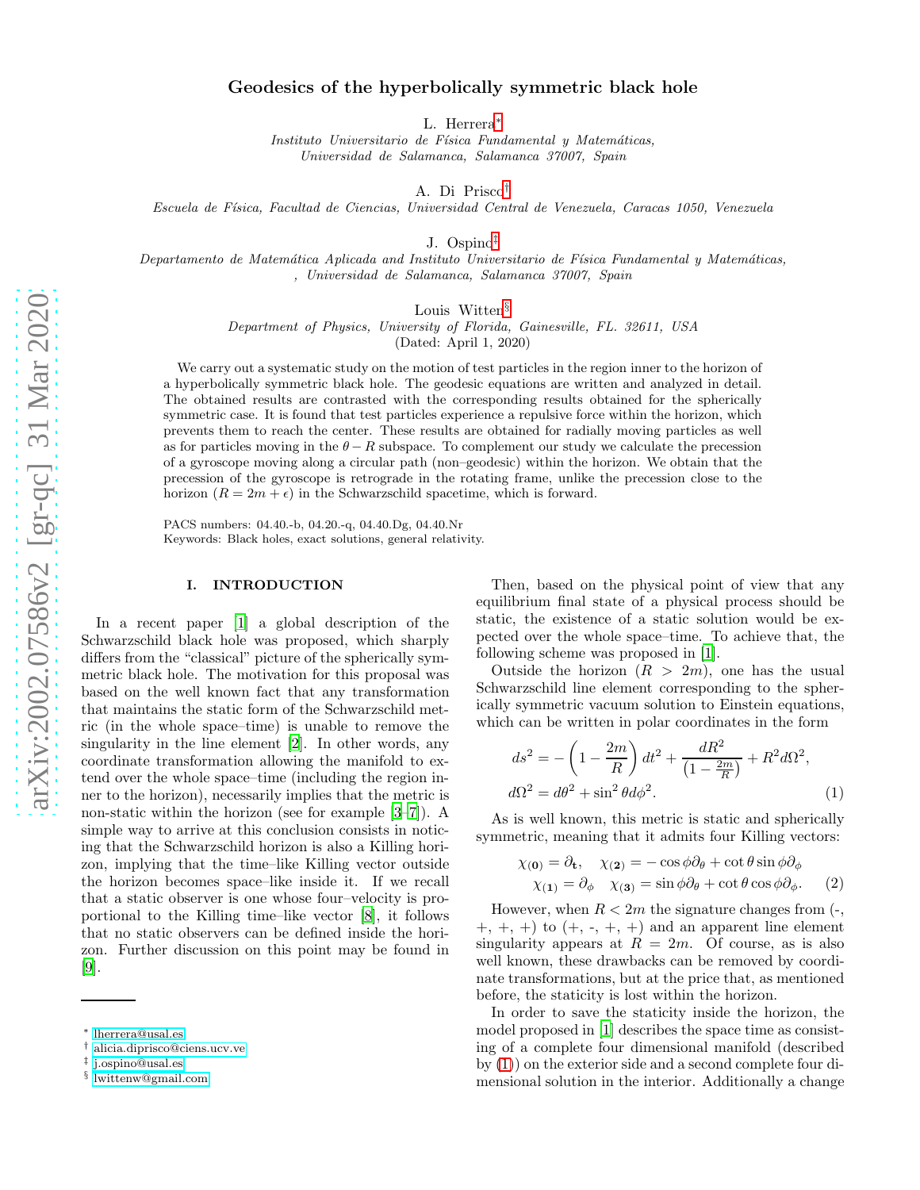# Geodesics of the hyperbolically symmetric black hole

L. Herrera*

*Instituto Universitario de Física Fundamental y Matemáticas, Universidad de Salamanca, Salamanca 37007, Spain*

A. Di Prisco†

*Escuela de Física, Facultad de Ciencias, Universidad Central de Venezuela, Caracas 1050, Venezuela*

J. Ospino‡

*Departamento de Matemática Aplicada and Instituto Universitario de Física Fundamental y Matemáticas, , Universidad de Salamanca, Salamanca 37007, Spain*

Louis Witten§

*Department of Physics, University of Florida, Gainesville, FL. 32611, USA*

(Dated: April 1, 2020)

We carry out a systematic study on the motion of test particles in the region inner to the horizon of a hyperbolically symmetric black hole. The geodesic equations are written and analyzed in detail. The obtained results are contrasted with the corresponding results obtained for the spherically symmetric case. It is found that test particles experience a repulsive force within the horizon, which prevents them to reach the center. These results are obtained for radially moving particles as well as for particles moving in the $\theta - R$ subspace. To complement our study we calculate the precession of a gyroscope moving along a circular path (non–geodesic) within the horizon. We obtain that the precession of the gyroscope is retrograde in the rotating frame, unlike the precession close to the horizon ($R = 2m + \epsilon$) in the Schwarzschild spacetime, which is forward.

PACS numbers: 04.40.-b, 04.20.-q, 04.40.Dg, 04.40.Nr
Keywords: Black holes, exact solutions, general relativity.

## I. INTRODUCTION

In a recent paper [1] a global description of the Schwarzschild black hole was proposed, which sharply differs from the "classical" picture of the spherically symmetric black hole. The motivation for this proposal was based on the well known fact that any transformation that maintains the static form of the Schwarzschild metric (in the whole space–time) is unable to remove the singularity in the line element [2]. In other words, any coordinate transformation allowing the manifold to extend over the whole space–time (including the region inner to the horizon), necessarily implies that the metric is non-static within the horizon (see for example [3–7]). A simple way to arrive at this conclusion consists in noticing that the Schwarzschild horizon is also a Killing horizon, implying that the time–like Killing vector outside the horizon becomes space–like inside it. If we recall that a static observer is one whose four–velocity is proportional to the Killing time–like vector [8], it follows that no static observers can be defined inside the horizon. Further discussion on this point may be found in [9].

Then, based on the physical point of view that any equilibrium final state of a physical process should be static, the existence of a static solution would be expected over the whole space–time. To achieve that, the following scheme was proposed in [1].

Outside the horizon ($R > 2m$), one has the usual Schwarzschild line element corresponding to the spherically symmetric vacuum solution to Einstein equations, which can be written in polar coordinates in the form

$$
ds^2 = -\left(1 - \frac{2m}{R}\right) dt^2 + \frac{dR^2}{\left(1 - \frac{2m}{R}\right)} + R^2 d\Omega^2,
$$
$$
d\Omega^2 = d\theta^2 + \sin^2\theta d\phi^2. \tag{1}
$$

As is well known, this metric is static and spherically symmetric, meaning that it admits four Killing vectors:

$$
\chi_{(\mathbf{0})} = \partial_{\mathbf{t}}, \quad \chi_{(\mathbf{2})} = -\cos\phi\partial_\theta + \cot\theta\sin\phi\partial_\phi
$$
$$
\chi_{(\mathbf{1})} = \partial_\phi \quad \chi_{(\mathbf{3})} = \sin\phi\partial_\theta + \cot\theta\cos\phi\partial_\phi. \tag{2}
$$

However, when $R < 2m$ the signature changes from (-, +, +, +) to (+, -, +, +) and an apparent line element singularity appears at $R = 2m$. Of course, as is also well known, these drawbacks can be removed by coordinate transformations, but at the price that, as mentioned before, the staticity is lost within the horizon.

In order to save the staticity inside the horizon, the model proposed in [1] describes the space time as consisting of a complete four dimensional manifold (described by (1)) on the exterior side and a second complete four dimensional solution in the interior. Additionally a change

---

* lherrera@usal.es
† alicia.diprisco@ciens.ucv.ve
‡ j.ospino@usal.es
§ lwittenw@gmail.com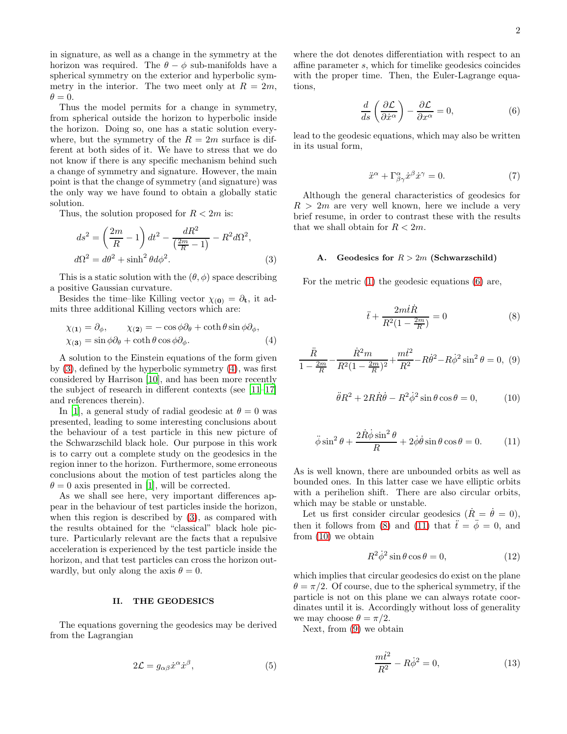in signature, as well as a change in the symmetry at the horizon was required. The $\theta - \phi$ sub-manifolds have a spherical symmetry on the exterior and hyperbolic symmetry in the interior. The two meet only at $R = 2m$, $\theta = 0$.

Thus the model permits for a change in symmetry, from spherical outside the horizon to hyperbolic inside the horizon. Doing so, one has a static solution everywhere, but the symmetry of the $R = 2m$ surface is different at both sides of it. We have to stress that we do not know if there is any specific mechanism behind such a change of symmetry and signature. However, the main point is that the change of symmetry (and signature) was the only way we have found to obtain a globally static solution.

Thus, the solution proposed for $R < 2m$ is:

$$ds^2 = \left(\frac{2m}{R} - 1\right) dt^2 - \frac{dR^2}{\left(\frac{2m}{R} - 1\right)} - R^2 d\Omega^2,$$
$$d\Omega^2 = d\theta^2 + \sinh^2\theta d\phi^2. \tag{3}$$

This is a static solution with the $(\theta, \phi)$ space describing a positive Gaussian curvature.

Besides the time–like Killing vector $\chi_{(\mathbf{0})} = \partial_{\mathbf{t}}$, it admits three additional Killing vectors which are:

$$\chi_{(\mathbf{1})} = \partial_\phi, \qquad \chi_{(\mathbf{2})} = -\cos\phi\partial_\theta + \coth\theta\sin\phi\partial_\phi,$$
$$\chi_{(\mathbf{3})} = \sin\phi\partial_\theta + \coth\theta\cos\phi\partial_\phi. \tag{4}$$

A solution to the Einstein equations of the form given by (3), defined by the hyperbolic symmetry (4), was first considered by Harrison [10], and has been more recently the subject of research in different contexts (see [11–17] and references therein).

In [1], a general study of radial geodesic at $\theta = 0$ was presented, leading to some interesting conclusions about the behaviour of a test particle in this new picture of the Schwarzschild black hole. Our purpose in this work is to carry out a complete study on the geodesics in the region inner to the horizon. Furthermore, some erroneous conclusions about the motion of test particles along the $\theta = 0$ axis presented in [1], will be corrected.

As we shall see here, very important differences appear in the behaviour of test particles inside the horizon, when this region is described by (3), as compared with the results obtained for the "classical" black hole picture. Particularly relevant are the facts that a repulsive acceleration is experienced by the test particle inside the horizon, and that test particles can cross the horizon outwardly, but only along the axis $\theta = 0$.

## II. THE GEODESICS

The equations governing the geodesics may be derived from the Lagrangian

$$2\mathcal{L} = g_{\alpha\beta}\dot{x}^\alpha\dot{x}^\beta, \tag{5}$$

where the dot denotes differentiation with respect to an affine parameter $s$, which for timelike geodesics coincides with the proper time. Then, the Euler-Lagrange equations,

$$\frac{d}{ds}\left(\frac{\partial\mathcal{L}}{\partial\dot{x}^\alpha}\right) - \frac{\partial\mathcal{L}}{\partial x^\alpha} = 0, \tag{6}$$

lead to the geodesic equations, which may also be written in its usual form,

$$\ddot{x}^\alpha + \Gamma^\alpha_{\beta\gamma}\dot{x}^\beta\dot{x}^\gamma = 0. \tag{7}$$

Although the general characteristics of geodesics for $R > 2m$ are very well known, here we include a very brief resume, in order to contrast these with the results that we shall obtain for $R < 2m$.

### A. Geodesics for $R > 2m$ (Schwarzschild)

For the metric (1) the geodesic equations (6) are,

$$\ddot{t} + \frac{2m\dot{t}\dot{R}}{R^2(1 - \frac{2m}{R})} = 0 \tag{8}$$

$$\frac{\ddot{R}}{1 - \frac{2m}{R}} - \frac{\dot{R}^2 m}{R^2(1 - \frac{2m}{R})^2} + \frac{m\dot{t}^2}{R^2} - R\dot{\theta}^2 - R\dot{\phi}^2\sin^2\theta = 0, \tag{9}$$

$$\ddot{\theta}R^2 + 2R\dot{R}\dot{\theta} - R^2\dot{\phi}^2\sin\theta\cos\theta = 0, \tag{10}$$

$$\ddot{\phi}\sin^2\theta + \frac{2\dot{R}\dot{\phi}\sin^2\theta}{R} + 2\dot{\phi}\dot{\theta}\sin\theta\cos\theta = 0. \tag{11}$$

As is well known, there are unbounded orbits as well as bounded ones. In this latter case we have elliptic orbits with a perihelion shift. There are also circular orbits, which may be stable or unstable.

Let us first consider circular geodesics ($\dot{R} = \dot{\theta} = 0$), then it follows from (8) and (11) that $\ddot{t} = \ddot{\phi} = 0$, and from (10) we obtain

$$R^2\dot{\phi}^2\sin\theta\cos\theta = 0, \tag{12}$$

which implies that circular geodesics do exist on the plane $\theta = \pi/2$. Of course, due to the spherical symmetry, if the particle is not on this plane we can always rotate coordinates until it is. Accordingly without loss of generality we may choose $\theta = \pi/2$.

Next, from (9) we obtain

$$\frac{m\dot{t}^2}{R^2} - R\dot{\phi}^2 = 0, \tag{13}$$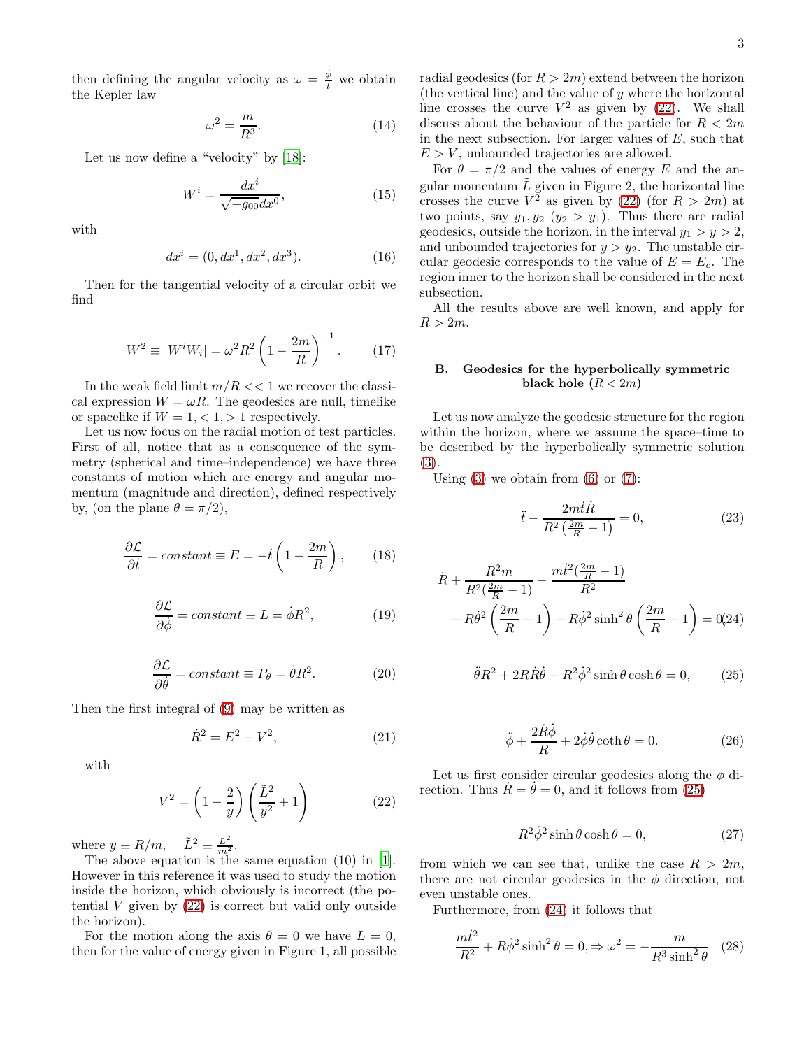then defining the angular velocity as $\omega = \frac{\dot{\phi}}{\dot{t}}$ we obtain the Kepler law

$$\omega^2 = \frac{m}{R^3}. \tag{14}$$

Let us now define a "velocity" by [18]:

$$W^i = \frac{dx^i}{\sqrt{-g_{00}}dx^0}, \tag{15}$$

with

$$dx^i = (0, dx^1, dx^2, dx^3). \tag{16}$$

Then for the tangential velocity of a circular orbit we find

$$W^2 \equiv |W^i W_i| = \omega^2 R^2 \left(1 - \frac{2m}{R}\right)^{-1}. \tag{17}$$

In the weak field limit $m/R << 1$ we recover the classical expression $W = \omega R$. The geodesics are null, timelike or spacelike if $W = 1, < 1, > 1$ respectively.

Let us now focus on the radial motion of test particles. First of all, notice that as a consequence of the symmetry (spherical and time–independence) we have three constants of motion which are energy and angular momentum (magnitude and direction), defined respectively by, (on the plane $\theta = \pi/2$),

$$\frac{\partial \mathcal{L}}{\partial \dot{t}} = constant \equiv E = -\dot{t}\left(1 - \frac{2m}{R}\right), \tag{18}$$

$$\frac{\partial \mathcal{L}}{\partial \dot{\phi}} = constant \equiv L = \dot{\phi} R^2, \tag{19}$$

$$\frac{\partial \mathcal{L}}{\partial \dot{\theta}} = constant \equiv P_\theta = \dot{\theta} R^2. \tag{20}$$

Then the first integral of (9) may be written as

$$\dot{R}^2 = E^2 - V^2, \tag{21}$$

with

$$V^2 = \left(1 - \frac{2}{y}\right)\left(\frac{\tilde{L}^2}{y^2} + 1\right) \tag{22}$$

where $y \equiv R/m$, $\quad \tilde{L}^2 \equiv \frac{L^2}{m^2}$.

The above equation is the same equation (10) in [1]. However in this reference it was used to study the motion inside the horizon, which obviously is incorrect (the potential $V$ given by (22) is correct but valid only outside the horizon).

For the motion along the axis $\theta = 0$ we have $L = 0$, then for the value of energy given in Figure 1, all possible radial geodesics (for $R > 2m$) extend between the horizon (the vertical line) and the value of $y$ where the horizontal line crosses the curve $V^2$ as given by (22). We shall discuss about the behaviour of the particle for $R < 2m$ in the next subsection. For larger values of $E$, such that $E > V$, unbounded trajectories are allowed.

For $\theta = \pi/2$ and the values of energy $E$ and the angular momentum $\tilde{L}$ given in Figure 2, the horizontal line crosses the curve $V^2$ as given by (22) (for $R > 2m$) at two points, say $y_1, y_2$ ($y_2 > y_1$). Thus there are radial geodesics, outside the horizon, in the interval $y_1 > y > 2$, and unbounded trajectories for $y > y_2$. The unstable circular geodesic corresponds to the value of $E = E_c$. The region inner to the horizon shall be considered in the next subsection.

All the results above are well known, and apply for $R > 2m$.

## B. Geodesics for the hyperbolically symmetric black hole ($R < 2m$)

Let us now analyze the geodesic structure for the region within the horizon, where we assume the space–time to be described by the hyperbolically symmetric solution (3).

Using (3) we obtain from (6) or (7):

$$\ddot{t} - \frac{2m\dot{t}\dot{R}}{R^2\left(\frac{2m}{R} - 1\right)} = 0, \tag{23}$$

$$\ddot{R} + \frac{\dot{R}^2 m}{R^2(\frac{2m}{R} - 1)} - \frac{m\dot{t}^2(\frac{2m}{R} - 1)}{R^2} - R\dot{\theta}^2\left(\frac{2m}{R} - 1\right) - R\dot{\phi}^2 \sinh^2\theta\left(\frac{2m}{R} - 1\right) = 0, \tag{24}$$

$$\ddot{\theta} R^2 + 2R\dot{R}\dot{\theta} - R^2\dot{\phi}^2 \sinh\theta\cosh\theta = 0, \tag{25}$$

$$\ddot{\phi} + \frac{2\dot{R}\dot{\phi}}{R} + 2\dot{\phi}\dot{\theta}\coth\theta = 0. \tag{26}$$

Let us first consider circular geodesics along the $\phi$ direction. Thus $\dot{R} = \dot{\theta} = 0$, and it follows from (25)

$$R^2\dot{\phi}^2 \sinh\theta\cosh\theta = 0, \tag{27}$$

from which we can see that, unlike the case $R > 2m$, there are not circular geodesics in the $\phi$ direction, not even unstable ones.

Furthermore, from (24) it follows that

$$\frac{m\dot{t}^2}{R^2} + R\dot{\phi}^2 \sinh^2\theta = 0, \Rightarrow \omega^2 = -\frac{m}{R^3 \sinh^2\theta} \tag{28}$$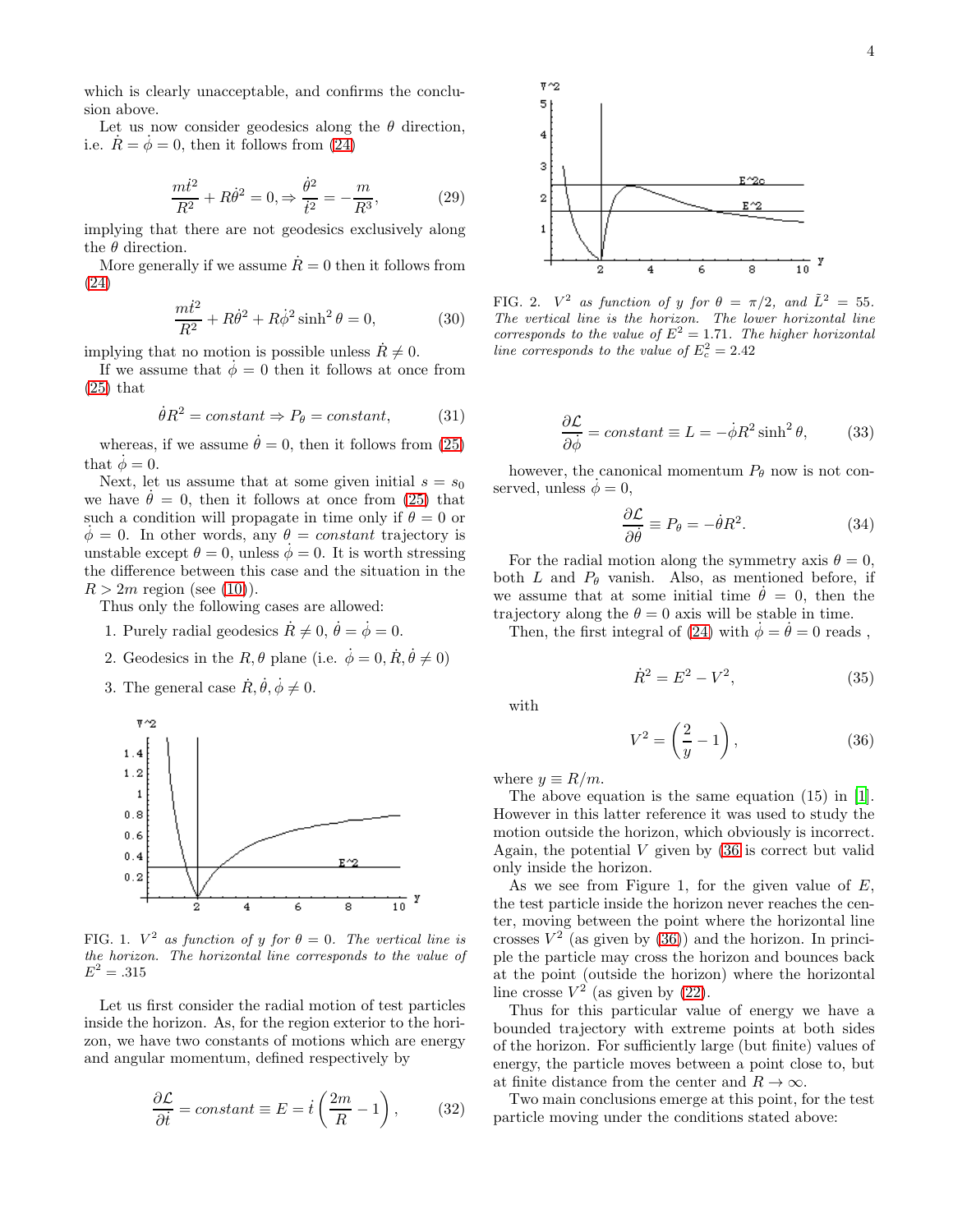which is clearly unacceptable, and confirms the conclusion above.

Let us now consider geodesics along the $\theta$ direction, i.e. $\dot{R} = \dot{\phi} = 0$, then it follows from (24)

$$\frac{m\dot{t}^2}{R^2} + R\dot{\theta}^2 = 0, \Rightarrow \frac{\dot{\theta}^2}{\dot{t}^2} = -\frac{m}{R^3}, \tag{29}$$

implying that there are not geodesics exclusively along the $\theta$ direction.

More generally if we assume $\dot{R} = 0$ then it follows from (24)

$$\frac{m\dot{t}^2}{R^2} + R\dot{\theta}^2 + R\dot{\phi}^2 \sinh^2\theta = 0, \tag{30}$$

implying that no motion is possible unless $\dot{R} \neq 0$.

If we assume that $\dot{\phi} = 0$ then it follows at once from (25) that

$$\dot{\theta}R^2 = constant \Rightarrow P_\theta = constant, \tag{31}$$

whereas, if we assume $\dot{\theta} = 0$, then it follows from (25) that $\dot{\phi} = 0$.

Next, let us assume that at some given initial $s = s_0$ we have $\dot{\theta} = 0$, then it follows at once from (25) that such a condition will propagate in time only if $\theta = 0$ or $\dot{\phi} = 0$. In other words, any $\theta = constant$ trajectory is unstable except $\theta = 0$, unless $\dot{\phi} = 0$. It is worth stressing the difference between this case and the situation in the $R > 2m$ region (see (10)).

Thus only the following cases are allowed:

1. Purely radial geodesics $\dot{R} \neq 0$, $\dot{\theta} = \dot{\phi} = 0$.
2. Geodesics in the $R, \theta$ plane (i.e. $\dot{\phi} = 0, \dot{R}, \dot{\theta} \neq 0$)
3. The general case $\dot{R}, \dot{\theta}, \dot{\phi} \neq 0$.

FIG. 1. $V^2$ *as function of* $y$ *for* $\theta = 0$. *The vertical line is the horizon. The horizontal line corresponds to the value of* $E^2 = .315$

Let us first consider the radial motion of test particles inside the horizon. As, for the region exterior to the horizon, we have two constants of motions which are energy and angular momentum, defined respectively by

$$\frac{\partial \mathcal{L}}{\partial \dot{t}} = constant \equiv E = \dot{t}\left(\frac{2m}{R} - 1\right), \tag{32}$$

FIG. 2. $V^2$ *as function of* $y$ *for* $\theta = \pi/2$, *and* $\tilde{L}^2 = 55$. *The vertical line is the horizon. The lower horizontal line corresponds to the value of* $E^2 = 1.71$. *The higher horizontal line corresponds to the value of* $E_c^2 = 2.42$

$$\frac{\partial \mathcal{L}}{\partial \dot{\phi}} = constant \equiv L = -\dot{\phi}R^2 \sinh^2\theta, \tag{33}$$

however, the canonical momentum $P_\theta$ now is not conserved, unless $\dot{\phi} = 0$,

$$\frac{\partial \mathcal{L}}{\partial \dot{\theta}} \equiv P_\theta = -\dot{\theta}R^2. \tag{34}$$

For the radial motion along the symmetry axis $\theta = 0$, both $L$ and $P_\theta$ vanish. Also, as mentioned before, if we assume that at some initial time $\dot{\theta} = 0$, then the trajectory along the $\theta = 0$ axis will be stable in time.

Then, the first integral of (24) with $\dot{\phi} = \dot{\theta} = 0$ reads ,

$$\dot{R}^2 = E^2 - V^2, \tag{35}$$

with

$$V^2 = \left(\frac{2}{y} - 1\right), \tag{36}$$

where $y \equiv R/m$.

The above equation is the same equation (15) in [1]. However in this latter reference it was used to study the motion outside the horizon, which obviously is incorrect. Again, the potential $V$ given by (36 is correct but valid only inside the horizon.

As we see from Figure 1, for the given value of $E$, the test particle inside the horizon never reaches the center, moving between the point where the horizontal line crosses $V^2$ (as given by (36)) and the horizon. In principle the particle may cross the horizon and bounces back at the point (outside the horizon) where the horizontal line crosse $V^2$ (as given by (22).

Thus for this particular value of energy we have a bounded trajectory with extreme points at both sides of the horizon. For sufficiently large (but finite) values of energy, the particle moves between a point close to, but at finite distance from the center and $R \to \infty$.

Two main conclusions emerge at this point, for the test particle moving under the conditions stated above: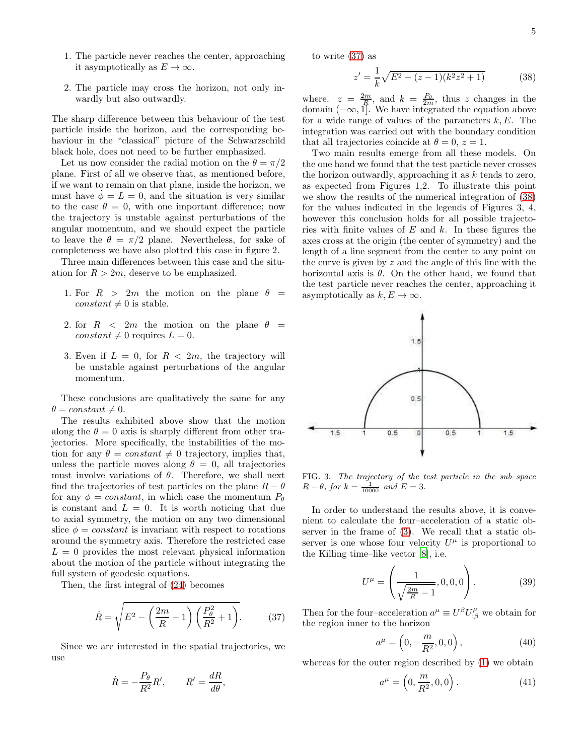1. The particle never reaches the center, approaching it asymptotically as $E \to \infty$.
2. The particle may cross the horizon, not only inwardly but also outwardly.

The sharp difference between this behaviour of the test particle inside the horizon, and the corresponding behaviour in the "classical" picture of the Schwarzschild black hole, does not need to be further emphasized.

Let us now consider the radial motion on the $\theta = \pi/2$ plane. First of all we observe that, as mentioned before, if we want to remain on that plane, inside the horizon, we must have $\dot{\phi} = L = 0$, and the situation is very similar to the case $\theta = 0$, with one important difference; now the trajectory is unstable against perturbations of the angular momentum, and we should expect the particle to leave the $\theta = \pi/2$ plane. Nevertheless, for sake of completeness we have also plotted this case in figure 2.

Three main differences between this case and the situation for $R > 2m$, deserve to be emphasized.

1. For $R > 2m$ the motion on the plane $\theta = constant \neq 0$ is stable.
2. for $R < 2m$ the motion on the plane $\theta = constant \neq 0$ requires $L = 0$.
3. Even if $L = 0$, for $R < 2m$, the trajectory will be unstable against perturbations of the angular momentum.

These conclusions are qualitatively the same for any $\theta = constant \neq 0$.

The results exhibited above show that the motion along the $\theta = 0$ axis is sharply different from other trajectories. More specifically, the instabilities of the motion for any $\theta = constant \neq 0$ trajectory, implies that, unless the particle moves along $\theta = 0$, all trajectories must involve variations of $\theta$. Therefore, we shall next find the trajectories of test particles on the plane $R - \theta$ for any $\phi = constant$, in which case the momentum $P_\theta$ is constant and $L = 0$. It is worth noticing that due to axial symmetry, the motion on any two dimensional slice $\phi = constant$ is invariant with respect to rotations around the symmetry axis. Therefore the restricted case $L = 0$ provides the most relevant physical information about the motion of the particle without integrating the full system of geodesic equations.

Then, the first integral of (24) becomes

$$\dot{R} = \sqrt{E^2 - \left(\frac{2m}{R} - 1\right)\left(\frac{P_\theta^2}{R^2} + 1\right)}. \tag{37}$$

Since we are interested in the spatial trajectories, we use

$$\dot{R} = -\frac{P_\theta}{R^2} R', \qquad R' = \frac{dR}{d\theta},$$

to write (37) as

$$z' = \frac{1}{k}\sqrt{E^2 - (z-1)(k^2 z^2 + 1)} \tag{38}$$

where. $z = \frac{2m}{R}$, and $k = \frac{P_\theta}{2m}$, thus $z$ changes in the domain $(-\infty, 1]$. We have integrated the equation above for a wide range of values of the parameters $k, E$. The integration was carried out with the boundary condition that all trajectories coincide at $\theta = 0$, $z = 1$.

Two main results emerge from all these models. On the one hand we found that the test particle never crosses the horizon outwardly, approaching it as $k$ tends to zero, as expected from Figures 1,2. To illustrate this point we show the results of the numerical integration of (38) for the values indicated in the legends of Figures 3, 4, however this conclusion holds for all possible trajectories with finite values of $E$ and $k$. In these figures the axes cross at the origin (the center of symmetry) and the length of a line segment from the center to any point on the curve is given by $z$ and the angle of this line with the horizontal axis is $\theta$. On the other hand, we found that the test particle never reaches the center, approaching it asymptotically as $k, E \to \infty$.

FIG. 3. *The trajectory of the test particle in the sub–space $R - \theta$, for $k = \frac{1}{10000}$ and $E = 3$.*

In order to understand the results above, it is convenient to calculate the four–acceleration of a static observer in the frame of (3). We recall that a static observer is one whose four velocity $U^\mu$ is proportional to the Killing time–like vector [8], i.e.

$$U^\mu = \left(\frac{1}{\sqrt{\frac{2m}{R} - 1}}, 0, 0, 0\right). \tag{39}$$

Then for the four–acceleration $a^\mu \equiv U^\beta U^\mu_{;\beta}$ we obtain for the region inner to the horizon

$$a^\mu = \left(0, -\frac{m}{R^2}, 0, 0\right), \tag{40}$$

whereas for the outer region described by (1) we obtain

$$a^\mu = \left(0, \frac{m}{R^2}, 0, 0\right). \tag{41}$$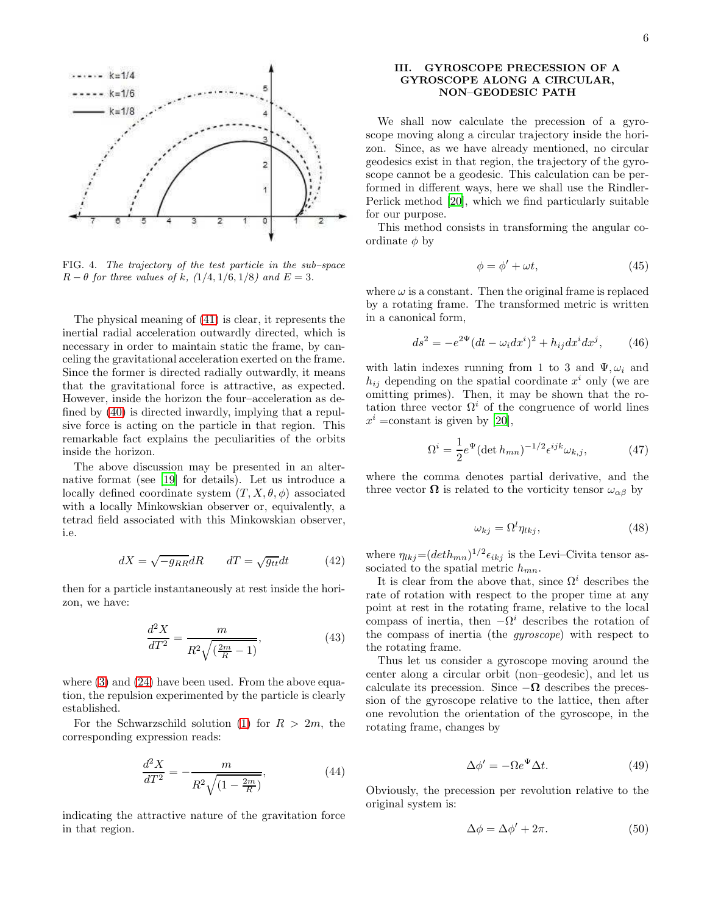FIG. 4. *The trajectory of the test particle in the sub–space $R-\theta$ for three values of $k$, (1/4, 1/6, 1/8) and $E=3$.*

The physical meaning of (41) is clear, it represents the inertial radial acceleration outwardly directed, which is necessary in order to maintain static the frame, by canceling the gravitational acceleration exerted on the frame. Since the former is directed radially outwardly, it means that the gravitational force is attractive, as expected. However, inside the horizon the four–acceleration as defined by (40) is directed inwardly, implying that a repulsive force is acting on the particle in that region. This remarkable fact explains the peculiarities of the orbits inside the horizon.

The above discussion may be presented in an alternative format (see [19] for details). Let us introduce a locally defined coordinate system $(T, X, \theta, \phi)$ associated with a locally Minkowskian observer or, equivalently, a tetrad field associated with this Minkowskian observer, i.e.

$$dX = \sqrt{-g_{RR}}dR \qquad dT = \sqrt{g_{tt}}dt \tag{42}$$

then for a particle instantaneously at rest inside the horizon, we have:

$$\frac{d^2X}{dT^2} = \frac{m}{R^2\sqrt{(\frac{2m}{R}-1)}}, \tag{43}$$

where (3) and (24) have been used. From the above equation, the repulsion experimented by the particle is clearly established.

For the Schwarzschild solution (1) for $R > 2m$, the corresponding expression reads:

$$\frac{d^2X}{dT^2} = -\frac{m}{R^2\sqrt{(1-\frac{2m}{R})}}, \tag{44}$$

indicating the attractive nature of the gravitation force in that region.

## III. GYROSCOPE PRECESSION OF A GYROSCOPE ALONG A CIRCULAR, NON–GEODESIC PATH

We shall now calculate the precession of a gyroscope moving along a circular trajectory inside the horizon. Since, as we have already mentioned, no circular geodesics exist in that region, the trajectory of the gyroscope cannot be a geodesic. This calculation can be performed in different ways, here we shall use the Rindler-Perlick method [20], which we find particularly suitable for our purpose.

This method consists in transforming the angular coordinate $\phi$ by

$$\phi = \phi' + \omega t, \tag{45}$$

where $\omega$ is a constant. Then the original frame is replaced by a rotating frame. The transformed metric is written in a canonical form,

$$ds^2 = -e^{2\Psi}(dt - \omega_i dx^i)^2 + h_{ij}dx^i dx^j, \tag{46}$$

with latin indexes running from 1 to 3 and $\Psi, \omega_i$ and $h_{ij}$ depending on the spatial coordinate $x^i$ only (we are omitting primes). Then, it may be shown that the rotation three vector $\Omega^i$ of the congruence of world lines $x^i$ =constant is given by [20],

$$\Omega^i = \frac{1}{2}e^{\Psi}(\det h_{mn})^{-1/2}\epsilon^{ijk}\omega_{k,j}, \tag{47}$$

where the comma denotes partial derivative, and the three vector $\mathbf{\Omega}$ is related to the vorticity tensor $\omega_{\alpha\beta}$ by

$$\omega_{kj} = \Omega^l \eta_{lkj}, \tag{48}$$

where $\eta_{lkj}$=$(\det h_{mn})^{1/2}\epsilon_{ikj}$ is the Levi–Civita tensor associated to the spatial metric $h_{mn}$.

It is clear from the above that, since $\Omega^i$ describes the rate of rotation with respect to the proper time at any point at rest in the rotating frame, relative to the local compass of inertia, then $-\Omega^i$ describes the rotation of the compass of inertia (the *gyroscope*) with respect to the rotating frame.

Thus let us consider a gyroscope moving around the center along a circular orbit (non–geodesic), and let us calculate its precession. Since $-\mathbf{\Omega}$ describes the precession of the gyroscope relative to the lattice, then after one revolution the orientation of the gyroscope, in the rotating frame, changes by

$$\Delta\phi' = -\Omega e^{\Psi}\Delta t. \tag{49}$$

Obviously, the precession per revolution relative to the original system is:

$$\Delta\phi = \Delta\phi' + 2\pi. \tag{50}$$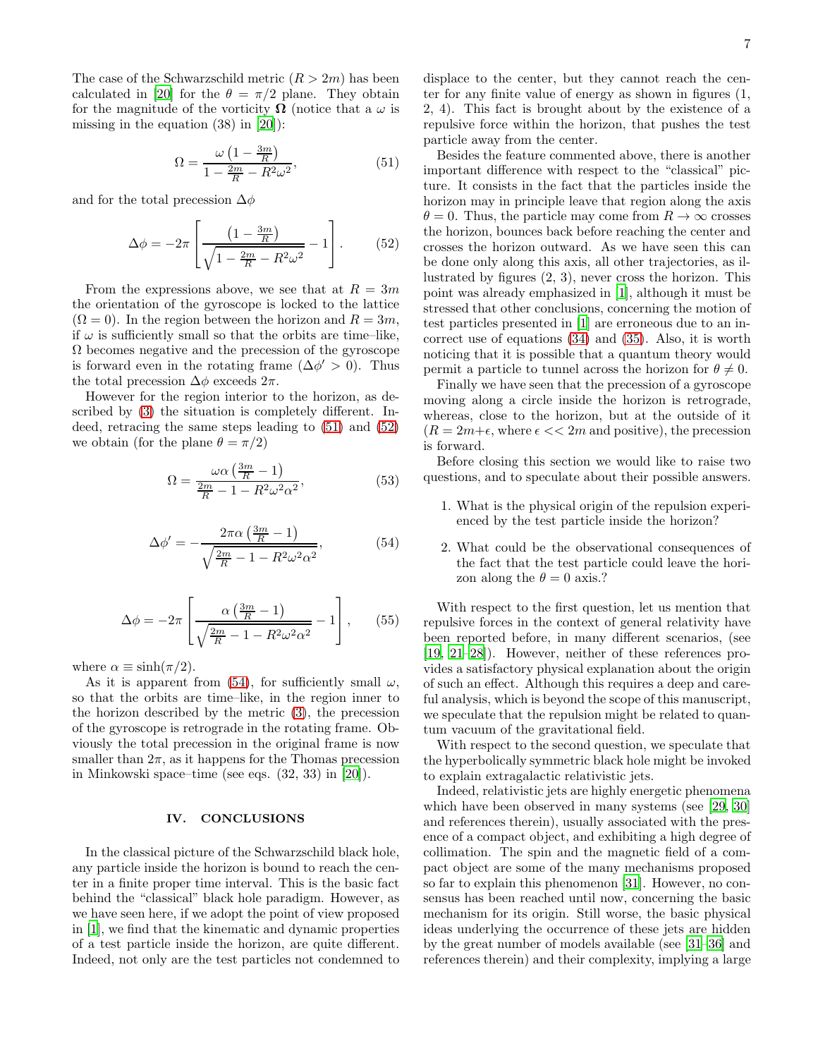The case of the Schwarzschild metric ($R > 2m$) has been calculated in [20] for the $\theta = \pi/2$ plane. They obtain for the magnitude of the vorticity $\mathbf{\Omega}$ (notice that a $\omega$ is missing in the equation (38) in [20]):

$$\Omega = \frac{\omega\left(1 - \frac{3m}{R}\right)}{1 - \frac{2m}{R} - R^2\omega^2}, \tag{51}$$

and for the total precession $\Delta\phi$

$$\Delta\phi = -2\pi\left[\frac{\left(1 - \frac{3m}{R}\right)}{\sqrt{1 - \frac{2m}{R} - R^2\omega^2}} - 1\right]. \tag{52}$$

From the expressions above, we see that at $R = 3m$ the orientation of the gyroscope is locked to the lattice ($\Omega = 0$). In the region between the horizon and $R = 3m$, if $\omega$ is sufficiently small so that the orbits are time–like, $\Omega$ becomes negative and the precession of the gyroscope is forward even in the rotating frame ($\Delta\phi' > 0$). Thus the total precession $\Delta\phi$ exceeds $2\pi$.

However for the region interior to the horizon, as described by (3) the situation is completely different. Indeed, retracing the same steps leading to (51) and (52) we obtain (for the plane $\theta = \pi/2$)

$$\Omega = \frac{\omega\alpha\left(\frac{3m}{R} - 1\right)}{\frac{2m}{R} - 1 - R^2\omega^2\alpha^2}, \tag{53}$$

$$\Delta\phi' = -\frac{2\pi\alpha\left(\frac{3m}{R} - 1\right)}{\sqrt{\frac{2m}{R} - 1 - R^2\omega^2\alpha^2}}, \tag{54}$$

$$\Delta\phi = -2\pi\left[\frac{\alpha\left(\frac{3m}{R} - 1\right)}{\sqrt{\frac{2m}{R} - 1 - R^2\omega^2\alpha^2}} - 1\right], \tag{55}$$

where $\alpha \equiv \sinh(\pi/2)$.

As it is apparent from (54), for sufficiently small $\omega$, so that the orbits are time–like, in the region inner to the horizon described by the metric (3), the precession of the gyroscope is retrograde in the rotating frame. Obviously the total precession in the original frame is now smaller than $2\pi$, as it happens for the Thomas precession in Minkowski space–time (see eqs. (32, 33) in [20]).

## IV. CONCLUSIONS

In the classical picture of the Schwarzschild black hole, any particle inside the horizon is bound to reach the center in a finite proper time interval. This is the basic fact behind the "classical" black hole paradigm. However, as we have seen here, if we adopt the point of view proposed in [1], we find that the kinematic and dynamic properties of a test particle inside the horizon, are quite different. Indeed, not only are the test particles not condemned to displace to the center, but they cannot reach the center for any finite value of energy as shown in figures (1, 2, 4). This fact is brought about by the existence of a repulsive force within the horizon, that pushes the test particle away from the center.

Besides the feature commented above, there is another important difference with respect to the "classical" picture. It consists in the fact that the particles inside the horizon may in principle leave that region along the axis $\theta = 0$. Thus, the particle may come from $R \to \infty$ crosses the horizon, bounces back before reaching the center and crosses the horizon outward. As we have seen this can be done only along this axis, all other trajectories, as illustrated by figures (2, 3), never cross the horizon. This point was already emphasized in [1], although it must be stressed that other conclusions, concerning the motion of test particles presented in [1] are erroneous due to an incorrect use of equations (34) and (35). Also, it is worth noticing that it is possible that a quantum theory would permit a particle to tunnel across the horizon for $\theta \neq 0$.

Finally we have seen that the precession of a gyroscope moving along a circle inside the horizon is retrograde, whereas, close to the horizon, but at the outside of it ($R = 2m+\epsilon$, where $\epsilon << 2m$ and positive), the precession is forward.

Before closing this section we would like to raise two questions, and to speculate about their possible answers.

1. What is the physical origin of the repulsion experienced by the test particle inside the horizon?
2. What could be the observational consequences of the fact that the test particle could leave the horizon along the $\theta = 0$ axis.?

With respect to the first question, let us mention that repulsive forces in the context of general relativity have been reported before, in many different scenarios, (see [19, 21–28]). However, neither of these references provides a satisfactory physical explanation about the origin of such an effect. Although this requires a deep and careful analysis, which is beyond the scope of this manuscript, we speculate that the repulsion might be related to quantum vacuum of the gravitational field.

With respect to the second question, we speculate that the hyperbolically symmetric black hole might be invoked to explain extragalactic relativistic jets.

Indeed, relativistic jets are highly energetic phenomena which have been observed in many systems (see [29, 30] and references therein), usually associated with the presence of a compact object, and exhibiting a high degree of collimation. The spin and the magnetic field of a compact object are some of the many mechanisms proposed so far to explain this phenomenon [31]. However, no consensus has been reached until now, concerning the basic mechanism for its origin. Still worse, the basic physical ideas underlying the occurrence of these jets are hidden by the great number of models available (see [31–36] and references therein) and their complexity, implying a large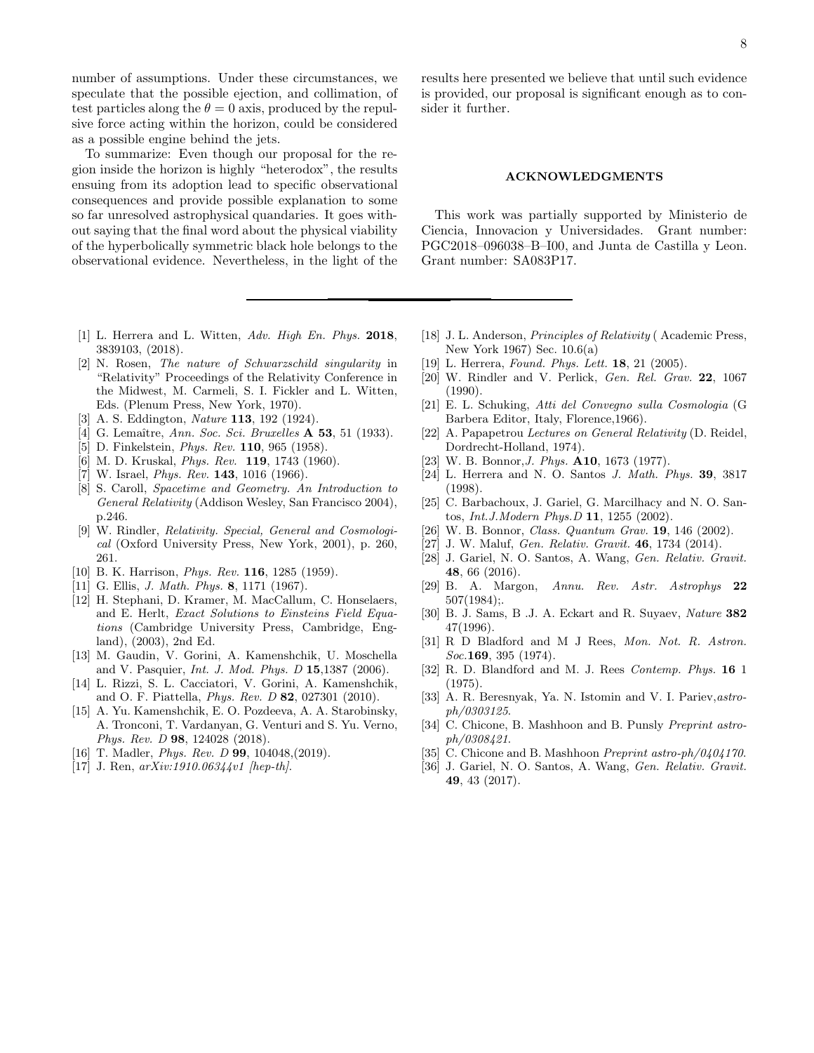number of assumptions. Under these circumstances, we speculate that the possible ejection, and collimation, of test particles along the $\theta = 0$ axis, produced by the repulsive force acting within the horizon, could be considered as a possible engine behind the jets.

To summarize: Even though our proposal for the region inside the horizon is highly "heterodox", the results ensuing from its adoption lead to specific observational consequences and provide possible explanation to some so far unresolved astrophysical quandaries. It goes without saying that the final word about the physical viability of the hyperbolically symmetric black hole belongs to the observational evidence. Nevertheless, in the light of the results here presented we believe that until such evidence is provided, our proposal is significant enough as to consider it further.

## ACKNOWLEDGMENTS

This work was partially supported by Ministerio de Ciencia, Innovacion y Universidades. Grant number: PGC2018–096038–B–I00, and Junta de Castilla y Leon. Grant number: SA083P17.

---

[1] L. Herrera and L. Witten, *Adv. High En. Phys.* **2018**, 3839103, (2018).

[2] N. Rosen, *The nature of Schwarzschild singularity* in "Relativity" Proceedings of the Relativity Conference in the Midwest, M. Carmeli, S. I. Fickler and L. Witten, Eds. (Plenum Press, New York, 1970).

[3] A. S. Eddington, *Nature* **113**, 192 (1924).

[4] G. Lemaître, *Ann. Soc. Sci. Bruxelles* **A 53**, 51 (1933).

[5] D. Finkelstein, *Phys. Rev.* **110**, 965 (1958).

[6] M. D. Kruskal, *Phys. Rev.* **119**, 1743 (1960).

[7] W. Israel, *Phys. Rev.* **143**, 1016 (1966).

[8] S. Caroll, *Spacetime and Geometry. An Introduction to General Relativity* (Addison Wesley, San Francisco 2004), p.246.

[9] W. Rindler, *Relativity. Special, General and Cosmological* (Oxford University Press, New York, 2001), p. 260, 261.

[10] B. K. Harrison, *Phys. Rev.* **116**, 1285 (1959).

[11] G. Ellis, *J. Math. Phys.* **8**, 1171 (1967).

[12] H. Stephani, D. Kramer, M. MacCallum, C. Honselaers, and E. Herlt, *Exact Solutions to Einsteins Field Equations* (Cambridge University Press, Cambridge, England), (2003), 2nd Ed.

[13] M. Gaudin, V. Gorini, A. Kamenshchik, U. Moschella and V. Pasquier, *Int. J. Mod. Phys. D* **15**,1387 (2006).

[14] L. Rizzi, S. L. Cacciatori, V. Gorini, A. Kamenshchik, and O. F. Piattella, *Phys. Rev. D* **82**, 027301 (2010).

[15] A. Yu. Kamenshchik, E. O. Pozdeeva, A. A. Starobinsky, A. Tronconi, T. Vardanyan, G. Venturi and S. Yu. Verno, *Phys. Rev. D* **98**, 124028 (2018).

[16] T. Madler, *Phys. Rev. D* **99**, 104048,(2019).

[17] J. Ren, *arXiv:1910.06344v1 [hep-th]*.

[18] J. L. Anderson, *Principles of Relativity* ( Academic Press, New York 1967) Sec. 10.6(a)

[19] L. Herrera, *Found. Phys. Lett.* **18**, 21 (2005).

[20] W. Rindler and V. Perlick, *Gen. Rel. Grav.* **22**, 1067 (1990).

[21] E. L. Schuking, *Atti del Convegno sulla Cosmologia* (G Barbera Editor, Italy, Florence,1966).

[22] A. Papapetrou *Lectures on General Relativity* (D. Reidel, Dordrecht-Holland, 1974).

[23] W. B. Bonnor,*J. Phys.* **A10**, 1673 (1977).

[24] L. Herrera and N. O. Santos *J. Math. Phys.* **39**, 3817 (1998).

[25] C. Barbachoux, J. Gariel, G. Marcilhacy and N. O. Santos, *Int.J.Modern Phys.D* **11**, 1255 (2002).

[26] W. B. Bonnor, *Class. Quantum Grav.* **19**, 146 (2002).

[27] J. W. Maluf, *Gen. Relativ. Gravit.* **46**, 1734 (2014).

[28] J. Gariel, N. O. Santos, A. Wang, *Gen. Relativ. Gravit.* **48**, 66 (2016).

[29] B. A. Margon, *Annu. Rev. Astr. Astrophys* **22** 507(1984);.

[30] B. J. Sams, B .J. A. Eckart and R. Suyaev, *Nature* **382** 47(1996).

[31] R D Bladford and M J Rees, *Mon. Not. R. Astron. Soc.***169**, 395 (1974).

[32] R. D. Blandford and M. J. Rees *Contemp. Phys.* **16** 1 (1975).

[33] A. R. Beresnyak, Ya. N. Istomin and V. I. Pariev,*astro-ph/0303125*.

[34] C. Chicone, B. Mashhoon and B. Punsly *Preprint astro-ph/0308421*.

[35] C. Chicone and B. Mashhoon *Preprint astro-ph/0404170*.

[36] J. Gariel, N. O. Santos, A. Wang, *Gen. Relativ. Gravit.* **49**, 43 (2017).